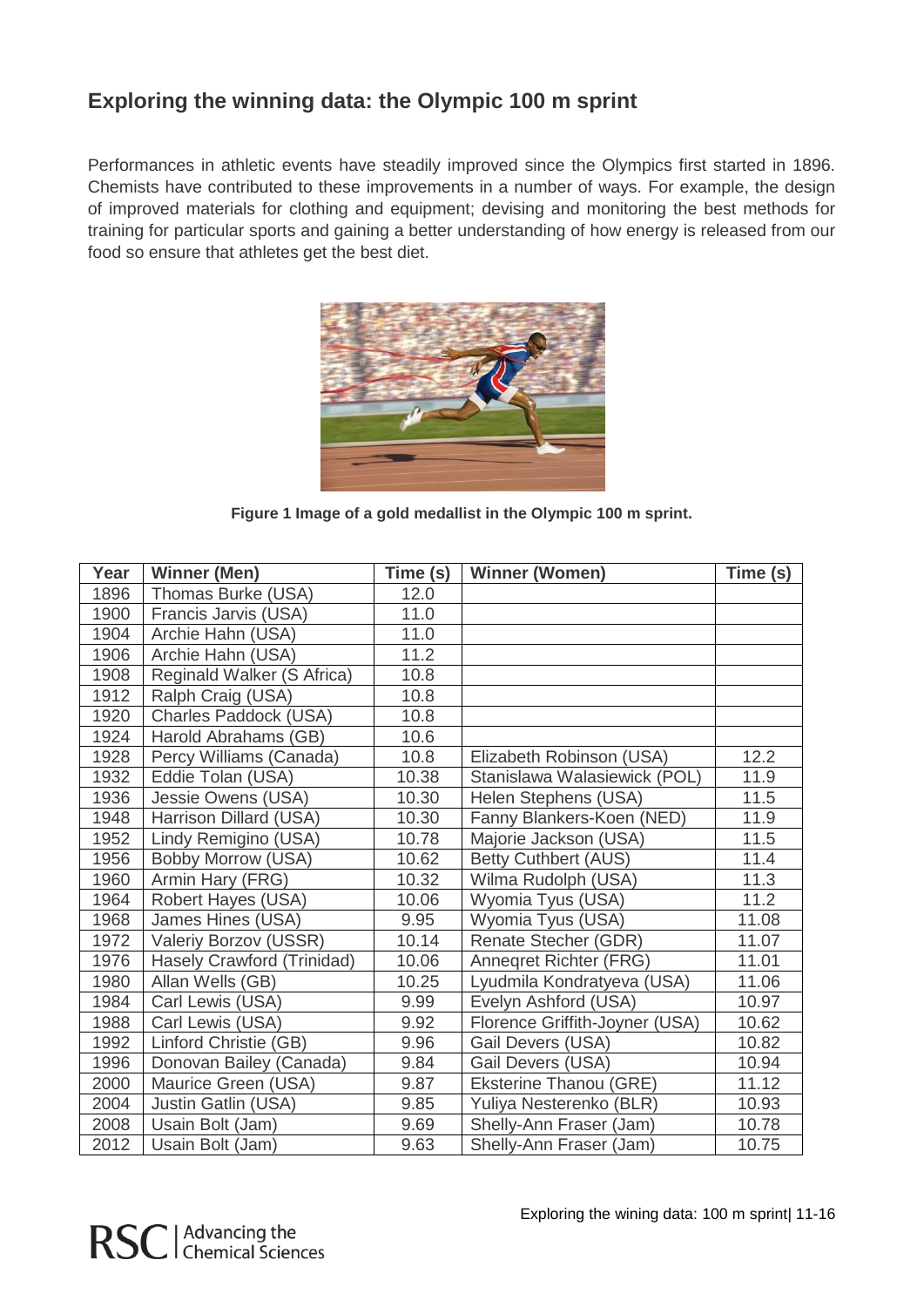## Exploring the winning data: the Olympic 100 m sprint

Performances in athletic events have steadily improved since the Olympics first started in 1896. Chemists have contributed to these improvements in a number of ways. For example, the design of improved materials for clothing and equipment; devising and monitoring the best methods for training for particular sports and gaining a better understanding of how energy is released from our food so ensure that athletes get the best diet.

**Figure 1 Image of a gold medallist in the Olympic 100 m sprint.**

| Year | Winner (Men) | Time (s) | Winner (Women) | Time (s) |
|---|---|---|---|---|
| 1896 | Thomas Burke (USA) | 12.0 | | |
| 1900 | Francis Jarvis (USA) | 11.0 | | |
| 1904 | Archie Hahn (USA) | 11.0 | | |
| 1906 | Archie Hahn (USA) | 11.2 | | |
| 1908 | Reginald Walker (S Africa) | 10.8 | | |
| 1912 | Ralph Craig (USA) | 10.8 | | |
| 1920 | Charles Paddock (USA) | 10.8 | | |
| 1924 | Harold Abrahams (GB) | 10.6 | | |
| 1928 | Percy Williams (Canada) | 10.8 | Elizabeth Robinson (USA) | 12.2 |
| 1932 | Eddie Tolan (USA) | 10.38 | Stanislawa Walasiewick (POL) | 11.9 |
| 1936 | Jessie Owens (USA) | 10.30 | Helen Stephens (USA) | 11.5 |
| 1948 | Harrison Dillard (USA) | 10.30 | Fanny Blankers-Koen (NED) | 11.9 |
| 1952 | Lindy Remigino (USA) | 10.78 | Majorie Jackson (USA) | 11.5 |
| 1956 | Bobby Morrow (USA) | 10.62 | Betty Cuthbert (AUS) | 11.4 |
| 1960 | Armin Hary (FRG) | 10.32 | Wilma Rudolph (USA) | 11.3 |
| 1964 | Robert Hayes (USA) | 10.06 | Wyomia Tyus (USA) | 11.2 |
| 1968 | James Hines (USA) | 9.95 | Wyomia Tyus (USA) | 11.08 |
| 1972 | Valeriy Borzov (USSR) | 10.14 | Renate Stecher (GDR) | 11.07 |
| 1976 | Hasely Crawford (Trinidad) | 10.06 | Anneqret Richter (FRG) | 11.01 |
| 1980 | Allan Wells (GB) | 10.25 | Lyudmila Kondratyeva (USA) | 11.06 |
| 1984 | Carl Lewis (USA) | 9.99 | Evelyn Ashford (USA) | 10.97 |
| 1988 | Carl Lewis (USA) | 9.92 | Florence Griffith-Joyner (USA) | 10.62 |
| 1992 | Linford Christie (GB) | 9.96 | Gail Devers (USA) | 10.82 |
| 1996 | Donovan Bailey (Canada) | 9.84 | Gail Devers (USA) | 10.94 |
| 2000 | Maurice Green (USA) | 9.87 | Eksterine Thanou (GRE) | 11.12 |
| 2004 | Justin Gatlin (USA) | 9.85 | Yuliya Nesterenko (BLR) | 10.93 |
| 2008 | Usain Bolt (Jam) | 9.69 | Shelly-Ann Fraser (Jam) | 10.78 |
| 2012 | Usain Bolt (Jam) | 9.63 | Shelly-Ann Fraser (Jam) | 10.75 |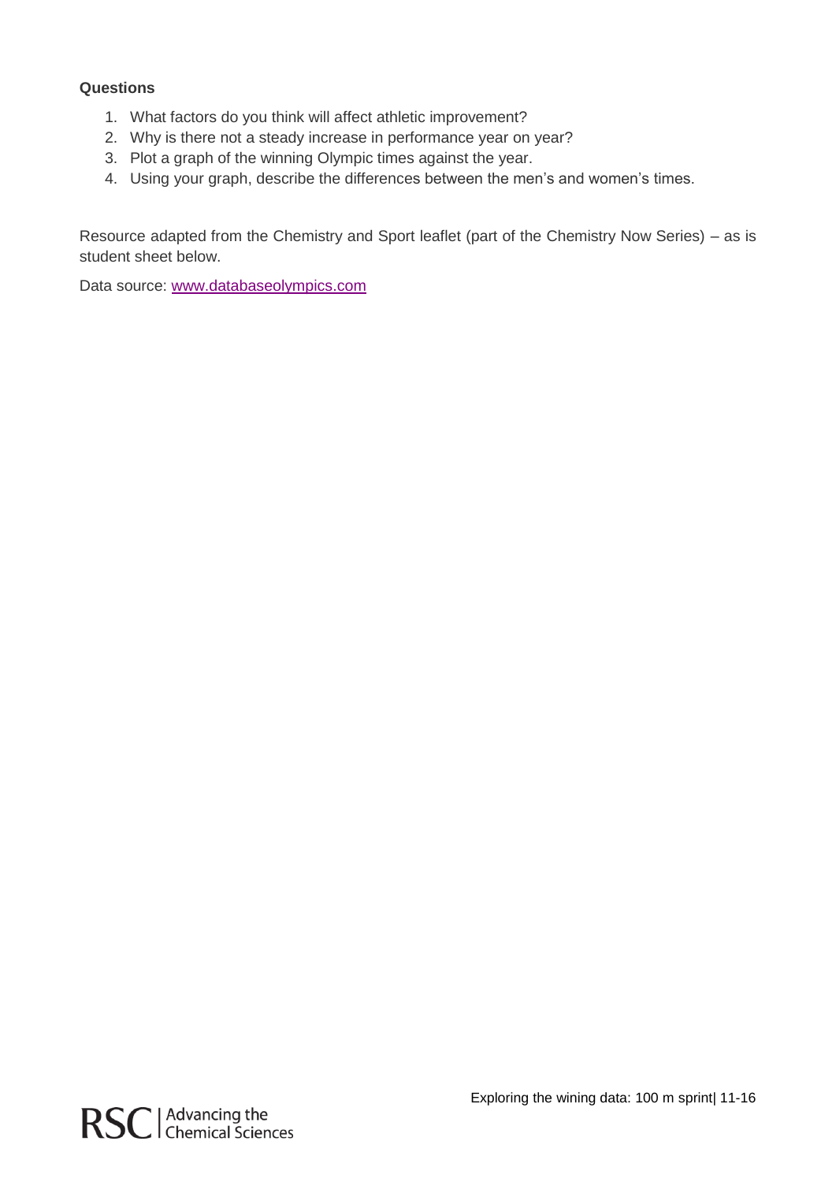**Questions**

1. What factors do you think will affect athletic improvement?
2. Why is there not a steady increase in performance year on year?
3. Plot a graph of the winning Olympic times against the year.
4. Using your graph, describe the differences between the men's and women's times.

Resource adapted from the Chemistry and Sport leaflet (part of the Chemistry Now Series) – as is student sheet below.

Data source: [www.databaseolympics.com](http://www.databaseolympics.com)